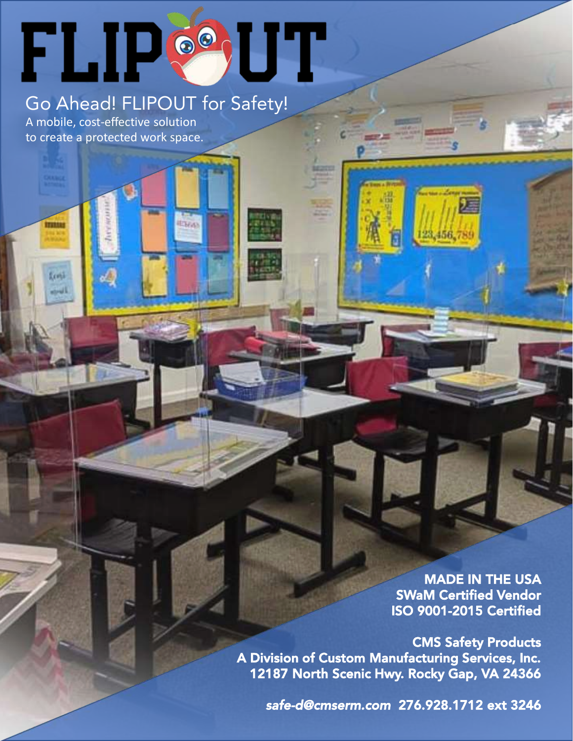# FLIPOUT

## Go Ahead! FLIPOUT for Safety!

A mobile, cost-effective solution to create a protected work space.

**MADE IN THE USA**
**SWaM Certified Vendor**
**ISO 9001-2015 Certified**

**CMS Safety Products**
**A Division of Custom Manufacturing Services, Inc.**
**12187 North Scenic Hwy. Rocky Gap, VA 24366**

***safe-d@cmserm.com*** **276.928.1712 ext 3246**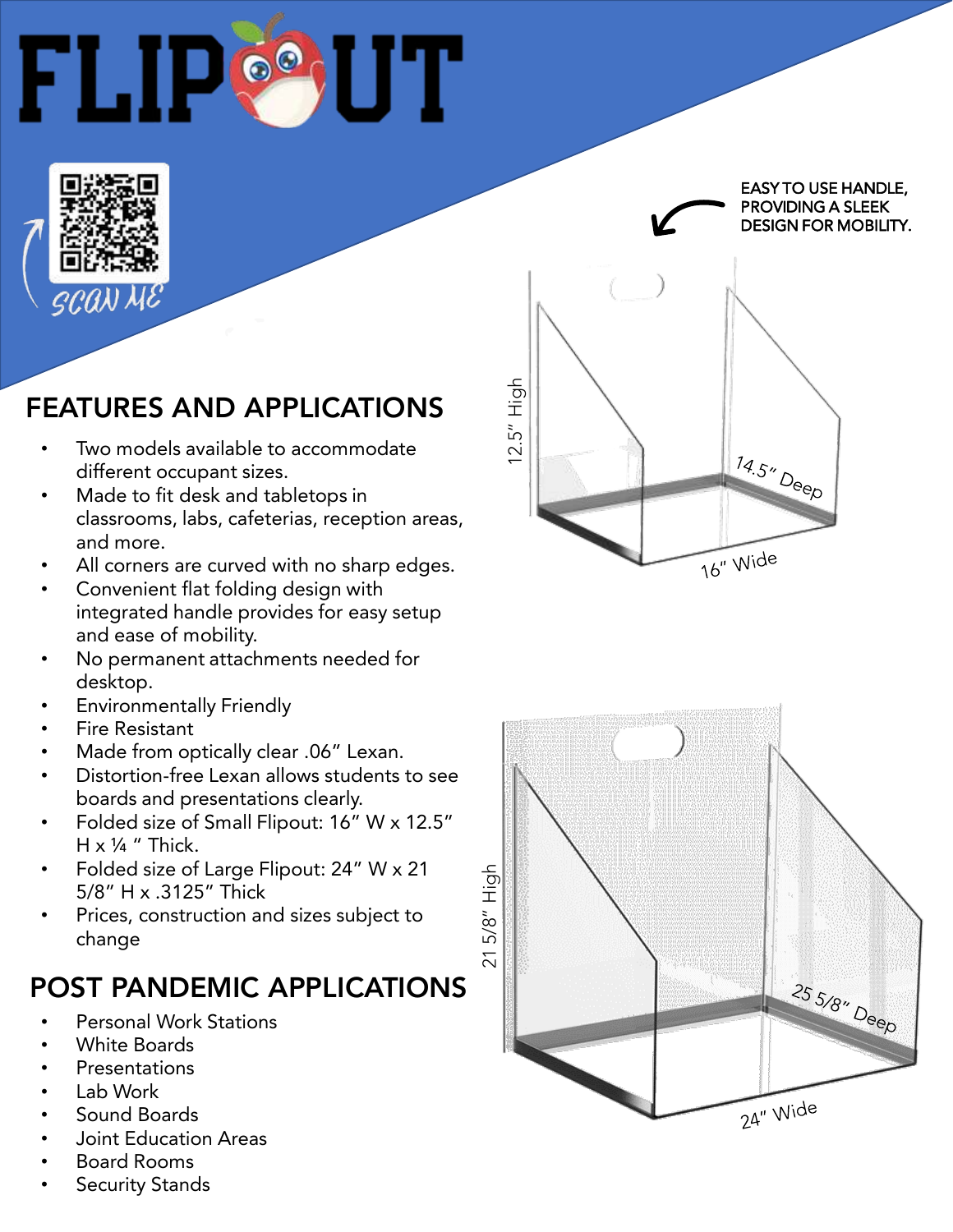# FLIPOUT

SCAN ME

EASY TO USE HANDLE, PROVIDING A SLEEK DESIGN FOR MOBILITY.

12.5" High

14.5" Deep

16" Wide

## FEATURES AND APPLICATIONS

- Two models available to accommodate different occupant sizes.
- Made to fit desk and tabletops in classrooms, labs, cafeterias, reception areas, and more.
- All corners are curved with no sharp edges.
- Convenient flat folding design with integrated handle provides for easy setup and ease of mobility.
- No permanent attachments needed for desktop.
- Environmentally Friendly
- Fire Resistant
- Made from optically clear .06" Lexan.
- Distortion-free Lexan allows students to see boards and presentations clearly.
- Folded size of Small Flipout: 16" W x 12.5" H x ¼ " Thick.
- Folded size of Large Flipout: 24" W x 21 5/8" H x .3125" Thick
- Prices, construction and sizes subject to change

21 5/8" High

25 5/8" Deep

24" Wide

## POST PANDEMIC APPLICATIONS

- Personal Work Stations
- White Boards
- Presentations
- Lab Work
- Sound Boards
- Joint Education Areas
- Board Rooms
- Security Stands